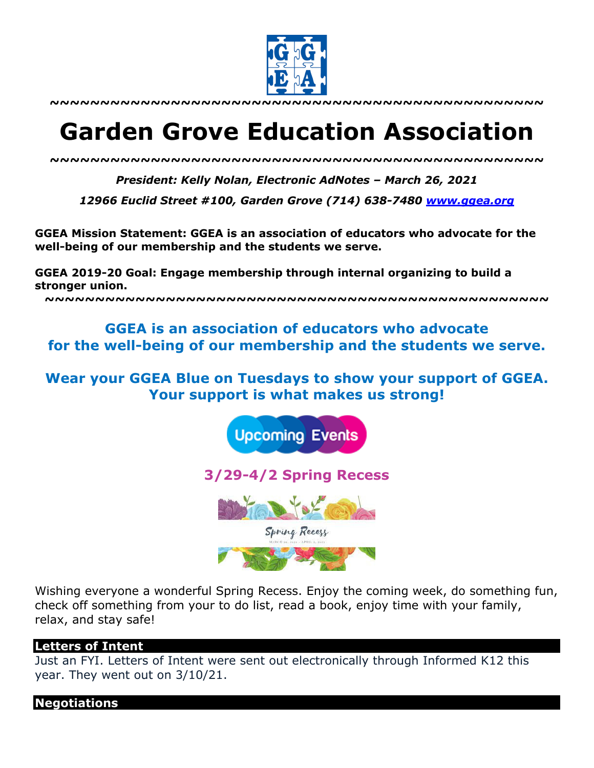~~~~~~~~~~~~~~~~~~~~~~~~~~~~~~~~~~~~~~~~~~~~~~~~~~~~~

# Garden Grove Education Association

~~~~~~~~~~~~~~~~~~~~~~~~~~~~~~~~~~~~~~~~~~~~~~~~~~~~~

*President: Kelly Nolan, Electronic AdNotes – March 26, 2021*

*12966 Euclid Street #100, Garden Grove (714) 638-7480 [www.ggea.org](http://www.ggea.org)*

**GGEA Mission Statement: GGEA is an association of educators who advocate for the well-being of our membership and the students we serve.**

**GGEA 2019-20 Goal: Engage membership through internal organizing to build a stronger union.**

~~~~~~~~~~~~~~~~~~~~~~~~~~~~~~~~~~~~~~~~~~~~~~~~~~~~~

**GGEA is an association of educators who advocate for the well-being of our membership and the students we serve.**

**Wear your GGEA Blue on Tuesdays to show your support of GGEA. Your support is what makes us strong!**

**Upcoming Events**

**3/29-4/2 Spring Recess**

Wishing everyone a wonderful Spring Recess. Enjoy the coming week, do something fun, check off something from your to do list, read a book, enjoy time with your family, relax, and stay safe!

## Letters of Intent

Just an FYI. Letters of Intent were sent out electronically through Informed K12 this year. They went out on 3/10/21.

## Negotiations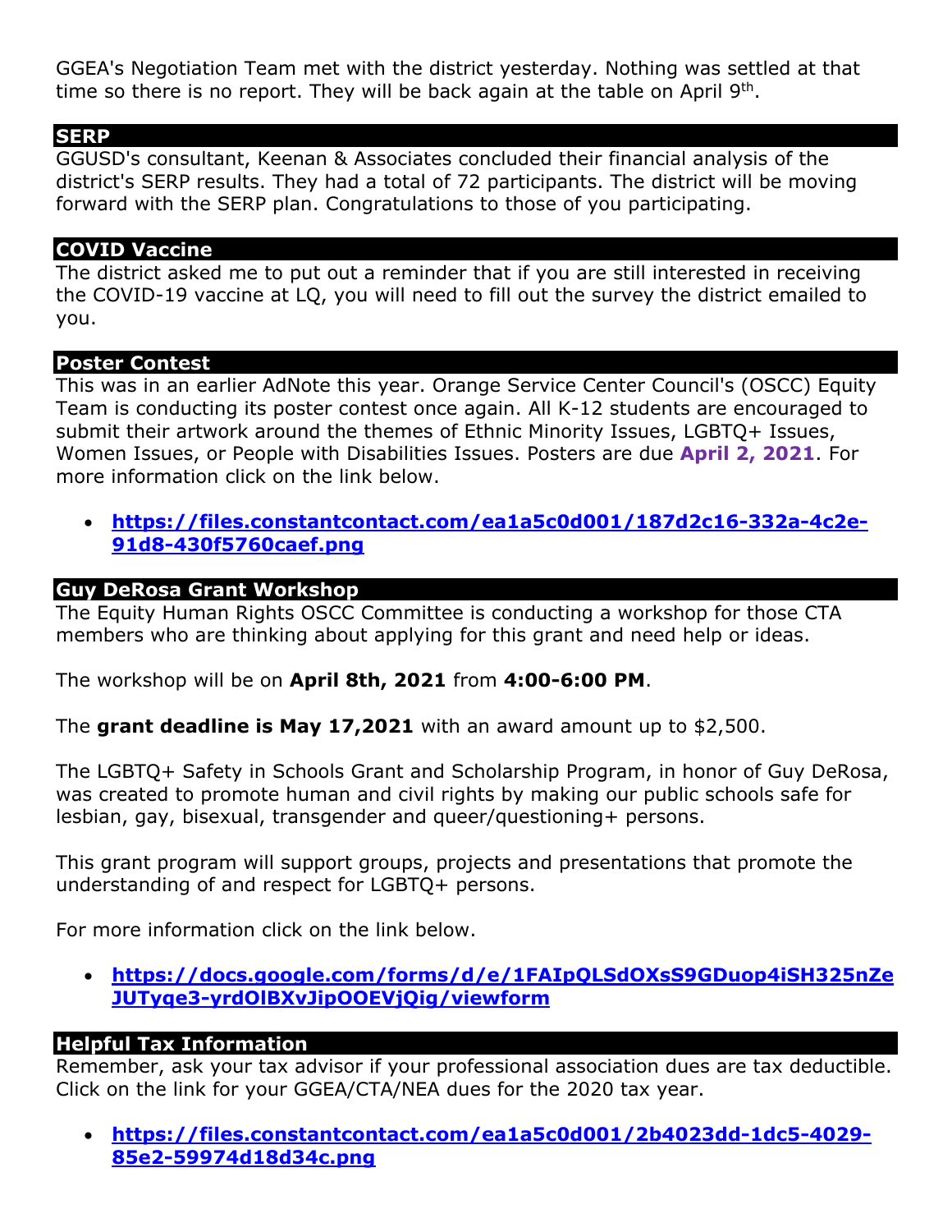GGEA's Negotiation Team met with the district yesterday. Nothing was settled at that time so there is no report. They will be back again at the table on April 9th.

## SERP

GGUSD's consultant, Keenan & Associates concluded their financial analysis of the district's SERP results. They had a total of 72 participants. The district will be moving forward with the SERP plan. Congratulations to those of you participating.

## COVID Vaccine

The district asked me to put out a reminder that if you are still interested in receiving the COVID-19 vaccine at LQ, you will need to fill out the survey the district emailed to you.

## Poster Contest

This was in an earlier AdNote this year. Orange Service Center Council's (OSCC) Equity Team is conducting its poster contest once again. All K-12 students are encouraged to submit their artwork around the themes of Ethnic Minority Issues, LGBTQ+ Issues, Women Issues, or People with Disabilities Issues. Posters are due **April 2, 2021**. For more information click on the link below.

- **https://files.constantcontact.com/ea1a5c0d001/187d2c16-332a-4c2e-91d8-430f5760caef.png**

## Guy DeRosa Grant Workshop

The Equity Human Rights OSCC Committee is conducting a workshop for those CTA members who are thinking about applying for this grant and need help or ideas.

The workshop will be on **April 8th, 2021** from **4:00-6:00 PM**.

The **grant deadline is May 17,2021** with an award amount up to $2,500.

The LGBTQ+ Safety in Schools Grant and Scholarship Program, in honor of Guy DeRosa, was created to promote human and civil rights by making our public schools safe for lesbian, gay, bisexual, transgender and queer/questioning+ persons.

This grant program will support groups, projects and presentations that promote the understanding of and respect for LGBTQ+ persons.

For more information click on the link below.

- **https://docs.google.com/forms/d/e/1FAIpQLSdOXsS9GDuop4iSH325nZeJUTyqe3-yrdOlBXvJipOOEVjQig/viewform**

## Helpful Tax Information

Remember, ask your tax advisor if your professional association dues are tax deductible. Click on the link for your GGEA/CTA/NEA dues for the 2020 tax year.

- **https://files.constantcontact.com/ea1a5c0d001/2b4023dd-1dc5-4029-85e2-59974d18d34c.png**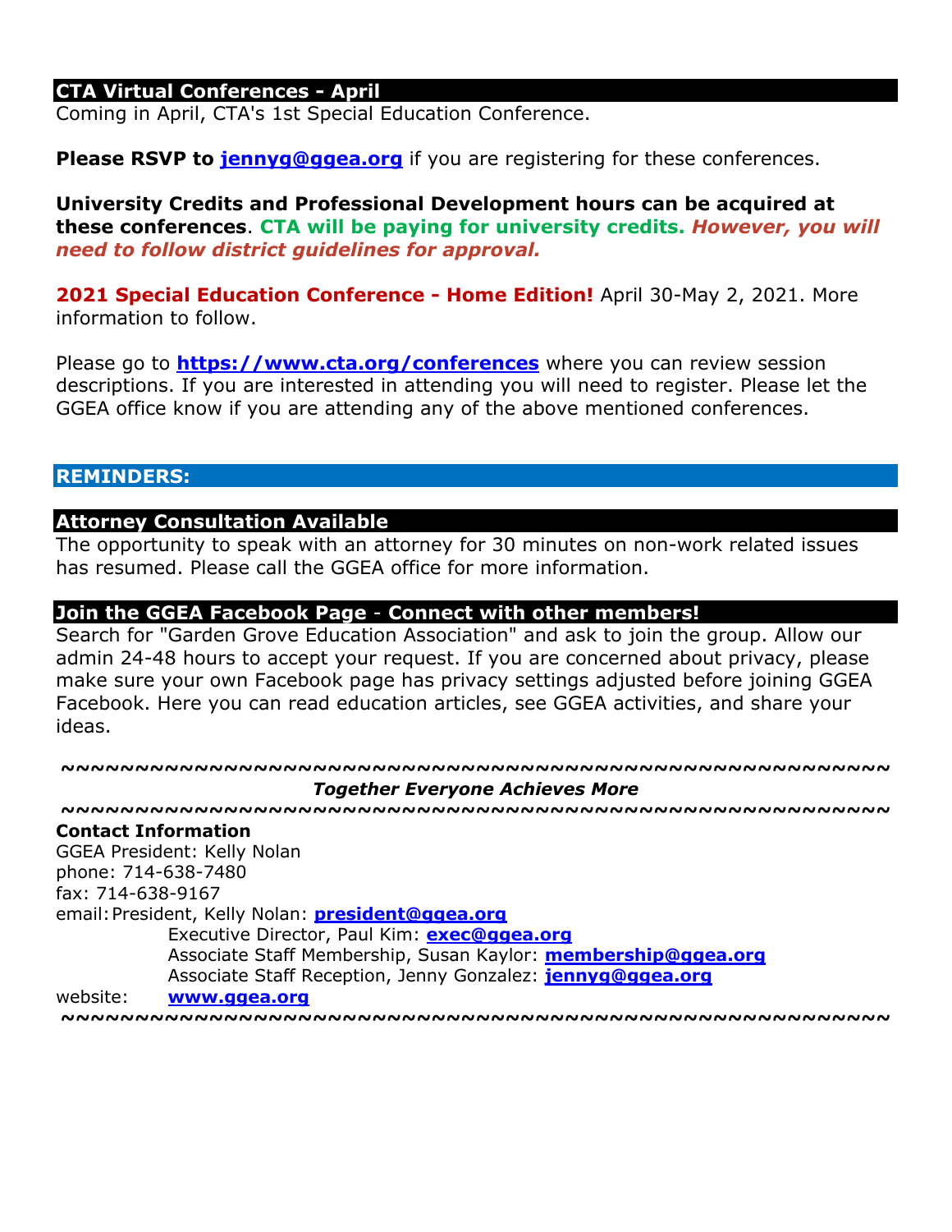## CTA Virtual Conferences - April

Coming in April, CTA's 1st Special Education Conference.

**Please RSVP to [jennyg@ggea.org](mailto:jennyg@ggea.org)** if you are registering for these conferences.

**University Credits and Professional Development hours can be acquired at these conferences**. **CTA will be paying for university credits.** ***However, you will need to follow district guidelines for approval.***

**2021 Special Education Conference - Home Edition!** April 30-May 2, 2021. More information to follow.

Please go to **[https://www.cta.org/conferences](https://www.cta.org/conferences)** where you can review session descriptions. If you are interested in attending you will need to register. Please let the GGEA office know if you are attending any of the above mentioned conferences.

## REMINDERS:

### Attorney Consultation Available

The opportunity to speak with an attorney for 30 minutes on non-work related issues has resumed. Please call the GGEA office for more information.

### Join the GGEA Facebook Page - Connect with other members!

Search for "Garden Grove Education Association" and ask to join the group. Allow our admin 24-48 hours to accept your request. If you are concerned about privacy, please make sure your own Facebook page has privacy settings adjusted before joining GGEA Facebook. Here you can read education articles, see GGEA activities, and share your ideas.

~~~~~~~~~~~~~~~~~~~~~~~~~~~~~~~~~~~~~~~~~~~~~~~~~~~~~~~~~~~

***Together Everyone Achieves More***

~~~~~~~~~~~~~~~~~~~~~~~~~~~~~~~~~~~~~~~~~~~~~~~~~~~~~~~~~~~

**Contact Information**

GGEA President: Kelly Nolan
phone: 714-638-7480
fax: 714-638-9167
email: President, Kelly Nolan: **[president@ggea.org](mailto:president@ggea.org)**
Executive Director, Paul Kim: **[exec@ggea.org](mailto:exec@ggea.org)**
Associate Staff Membership, Susan Kaylor: **[membership@ggea.org](mailto:membership@ggea.org)**
Associate Staff Reception, Jenny Gonzalez: **[jennyg@ggea.org](mailto:jennyg@ggea.org)**
website: **[www.ggea.org](http://www.ggea.org)**

~~~~~~~~~~~~~~~~~~~~~~~~~~~~~~~~~~~~~~~~~~~~~~~~~~~~~~~~~~~